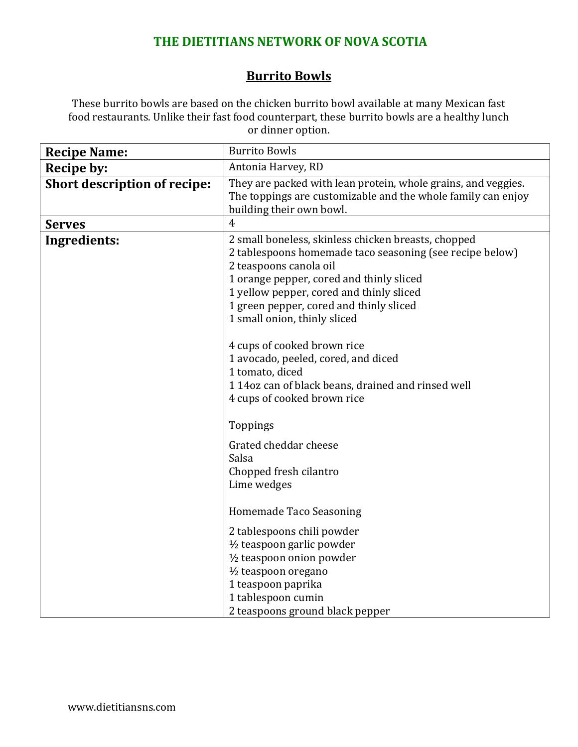# THE DIETITIANS NETWORK OF NOVA SCOTIA

## Burrito Bowls

These burrito bowls are based on the chicken burrito bowl available at many Mexican fast food restaurants. Unlike their fast food counterpart, these burrito bowls are a healthy lunch or dinner option.

| **Recipe Name:** | Burrito Bowls |
|---|---|
| **Recipe by:** | Antonia Harvey, RD |
| **Short description of recipe:** | They are packed with lean protein, whole grains, and veggies. The toppings are customizable and the whole family can enjoy building their own bowl. |
| **Serves** | 4 |
| **Ingredients:** | 2 small boneless, skinless chicken breasts, chopped<br>2 tablespoons homemade taco seasoning (see recipe below)<br>2 teaspoons canola oil<br>1 orange pepper, cored and thinly sliced<br>1 yellow pepper, cored and thinly sliced<br>1 green pepper, cored and thinly sliced<br>1 small onion, thinly sliced<br><br>4 cups of cooked brown rice<br>1 avocado, peeled, cored, and diced<br>1 tomato, diced<br>1 14oz can of black beans, drained and rinsed well<br>4 cups of cooked brown rice<br><br>Toppings<br><br>Grated cheddar cheese<br>Salsa<br>Chopped fresh cilantro<br>Lime wedges<br><br>Homemade Taco Seasoning<br><br>2 tablespoons chili powder<br>½ teaspoon garlic powder<br>½ teaspoon onion powder<br>½ teaspoon oregano<br>1 teaspoon paprika<br>1 tablespoon cumin<br>2 teaspoons ground black pepper |

www.dietitiansns.com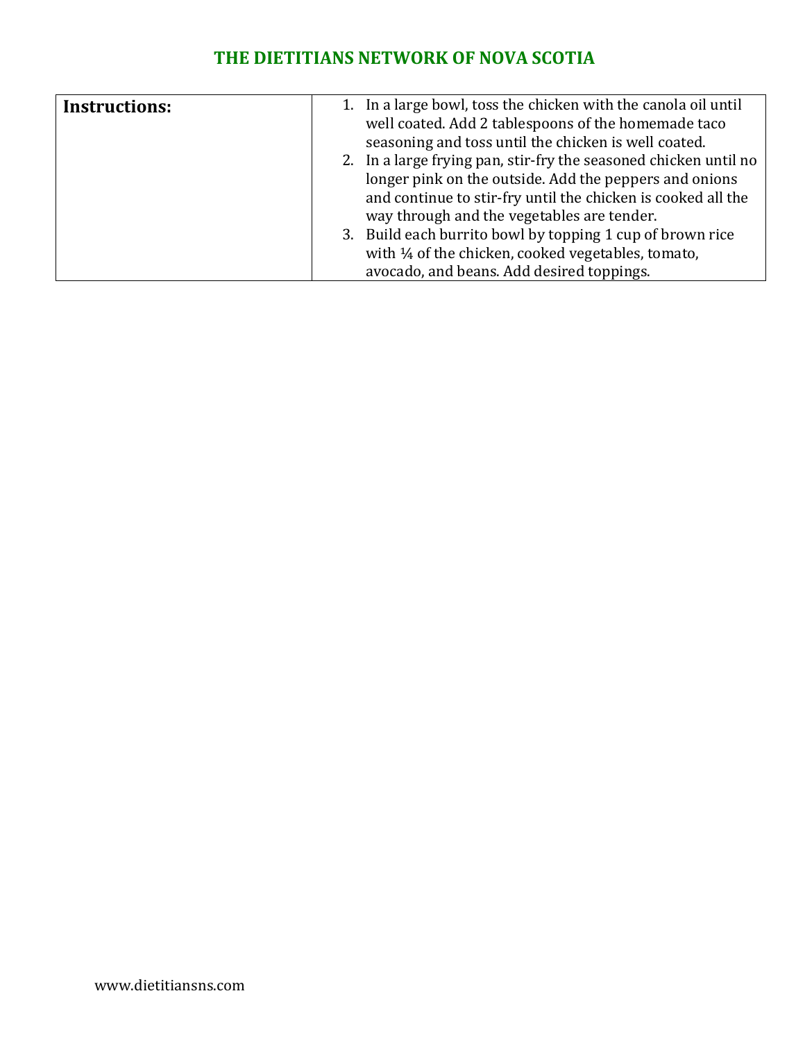| | |
|---|---|
| **Instructions:** | 1. In a large bowl, toss the chicken with the canola oil until well coated. Add 2 tablespoons of the homemade taco seasoning and toss until the chicken is well coated.<br>2. In a large frying pan, stir-fry the seasoned chicken until no longer pink on the outside. Add the peppers and onions and continue to stir-fry until the chicken is cooked all the way through and the vegetables are tender.<br>3. Build each burrito bowl by topping 1 cup of brown rice with ¼ of the chicken, cooked vegetables, tomato, avocado, and beans. Add desired toppings. |